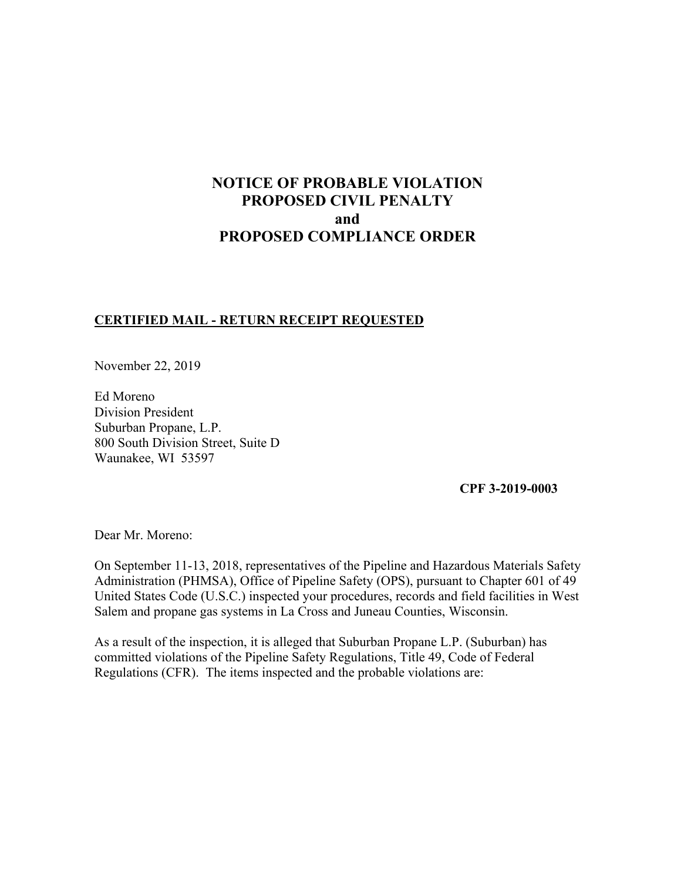# NOTICE OF PROBABLE VIOLATION
# PROPOSED CIVIL PENALTY
# and
# PROPOSED COMPLIANCE ORDER

**CERTIFIED MAIL - RETURN RECEIPT REQUESTED**

November 22, 2019

Ed Moreno
Division President
Suburban Propane, L.P.
800 South Division Street, Suite D
Waunakee, WI 53597

**CPF 3-2019-0003**

Dear Mr. Moreno:

On September 11-13, 2018, representatives of the Pipeline and Hazardous Materials Safety Administration (PHMSA), Office of Pipeline Safety (OPS), pursuant to Chapter 601 of 49 United States Code (U.S.C.) inspected your procedures, records and field facilities in West Salem and propane gas systems in La Cross and Juneau Counties, Wisconsin.

As a result of the inspection, it is alleged that Suburban Propane L.P. (Suburban) has committed violations of the Pipeline Safety Regulations, Title 49, Code of Federal Regulations (CFR). The items inspected and the probable violations are: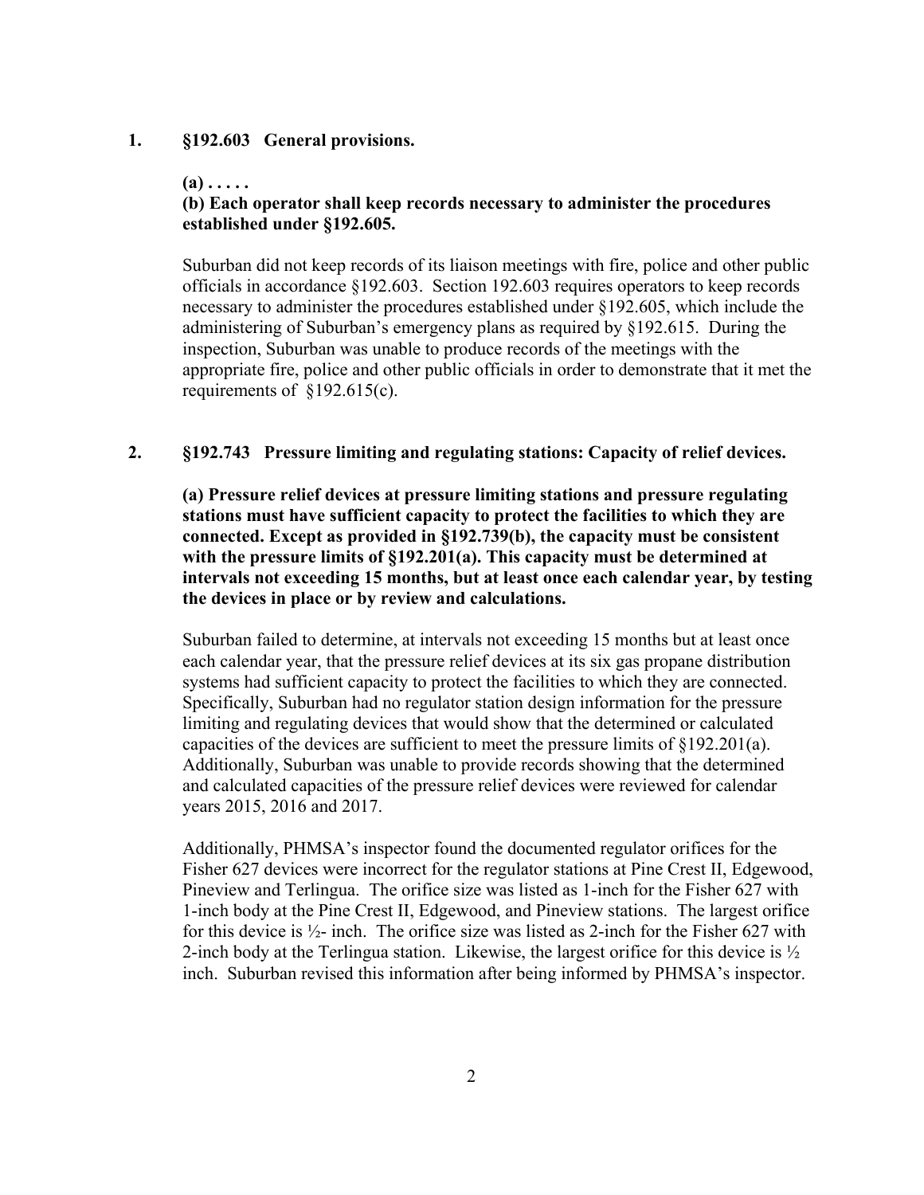**1. §192.603 General provisions.**

**(a) . . . . .**
**(b) Each operator shall keep records necessary to administer the procedures established under §192.605.**

Suburban did not keep records of its liaison meetings with fire, police and other public officials in accordance §192.603. Section 192.603 requires operators to keep records necessary to administer the procedures established under §192.605, which include the administering of Suburban's emergency plans as required by §192.615. During the inspection, Suburban was unable to produce records of the meetings with the appropriate fire, police and other public officials in order to demonstrate that it met the requirements of §192.615(c).

**2. §192.743 Pressure limiting and regulating stations: Capacity of relief devices.**

**(a) Pressure relief devices at pressure limiting stations and pressure regulating stations must have sufficient capacity to protect the facilities to which they are connected. Except as provided in §192.739(b), the capacity must be consistent with the pressure limits of §192.201(a). This capacity must be determined at intervals not exceeding 15 months, but at least once each calendar year, by testing the devices in place or by review and calculations.**

Suburban failed to determine, at intervals not exceeding 15 months but at least once each calendar year, that the pressure relief devices at its six gas propane distribution systems had sufficient capacity to protect the facilities to which they are connected. Specifically, Suburban had no regulator station design information for the pressure limiting and regulating devices that would show that the determined or calculated capacities of the devices are sufficient to meet the pressure limits of §192.201(a). Additionally, Suburban was unable to provide records showing that the determined and calculated capacities of the pressure relief devices were reviewed for calendar years 2015, 2016 and 2017.

Additionally, PHMSA's inspector found the documented regulator orifices for the Fisher 627 devices were incorrect for the regulator stations at Pine Crest II, Edgewood, Pineview and Terlingua. The orifice size was listed as 1-inch for the Fisher 627 with 1-inch body at the Pine Crest II, Edgewood, and Pineview stations. The largest orifice for this device is ½- inch. The orifice size was listed as 2-inch for the Fisher 627 with 2-inch body at the Terlingua station. Likewise, the largest orifice for this device is ½ inch. Suburban revised this information after being informed by PHMSA's inspector.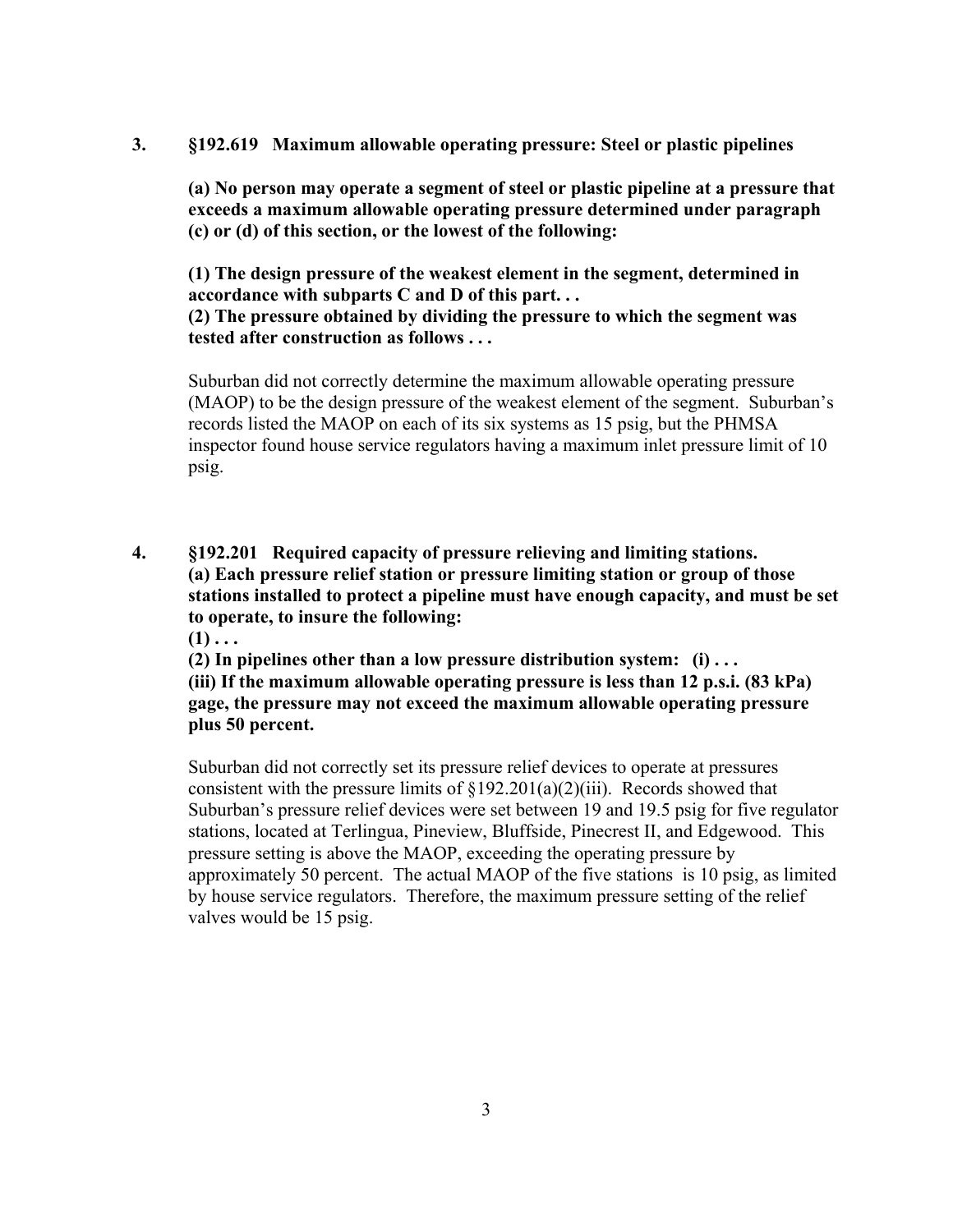**3. §192.619 Maximum allowable operating pressure: Steel or plastic pipelines**

**(a) No person may operate a segment of steel or plastic pipeline at a pressure that exceeds a maximum allowable operating pressure determined under paragraph (c) or (d) of this section, or the lowest of the following:**

**(1) The design pressure of the weakest element in the segment, determined in accordance with subparts C and D of this part. . .**
**(2) The pressure obtained by dividing the pressure to which the segment was tested after construction as follows . . .**

Suburban did not correctly determine the maximum allowable operating pressure (MAOP) to be the design pressure of the weakest element of the segment. Suburban's records listed the MAOP on each of its six systems as 15 psig, but the PHMSA inspector found house service regulators having a maximum inlet pressure limit of 10 psig.

**4. §192.201 Required capacity of pressure relieving and limiting stations.**
**(a) Each pressure relief station or pressure limiting station or group of those stations installed to protect a pipeline must have enough capacity, and must be set to operate, to insure the following:**
**(1) . . .**
**(2) In pipelines other than a low pressure distribution system: (i) . . .**
**(iii) If the maximum allowable operating pressure is less than 12 p.s.i. (83 kPa) gage, the pressure may not exceed the maximum allowable operating pressure plus 50 percent.**

Suburban did not correctly set its pressure relief devices to operate at pressures consistent with the pressure limits of §192.201(a)(2)(iii). Records showed that Suburban's pressure relief devices were set between 19 and 19.5 psig for five regulator stations, located at Terlingua, Pineview, Bluffside, Pinecrest II, and Edgewood. This pressure setting is above the MAOP, exceeding the operating pressure by approximately 50 percent. The actual MAOP of the five stations is 10 psig, as limited by house service regulators. Therefore, the maximum pressure setting of the relief valves would be 15 psig.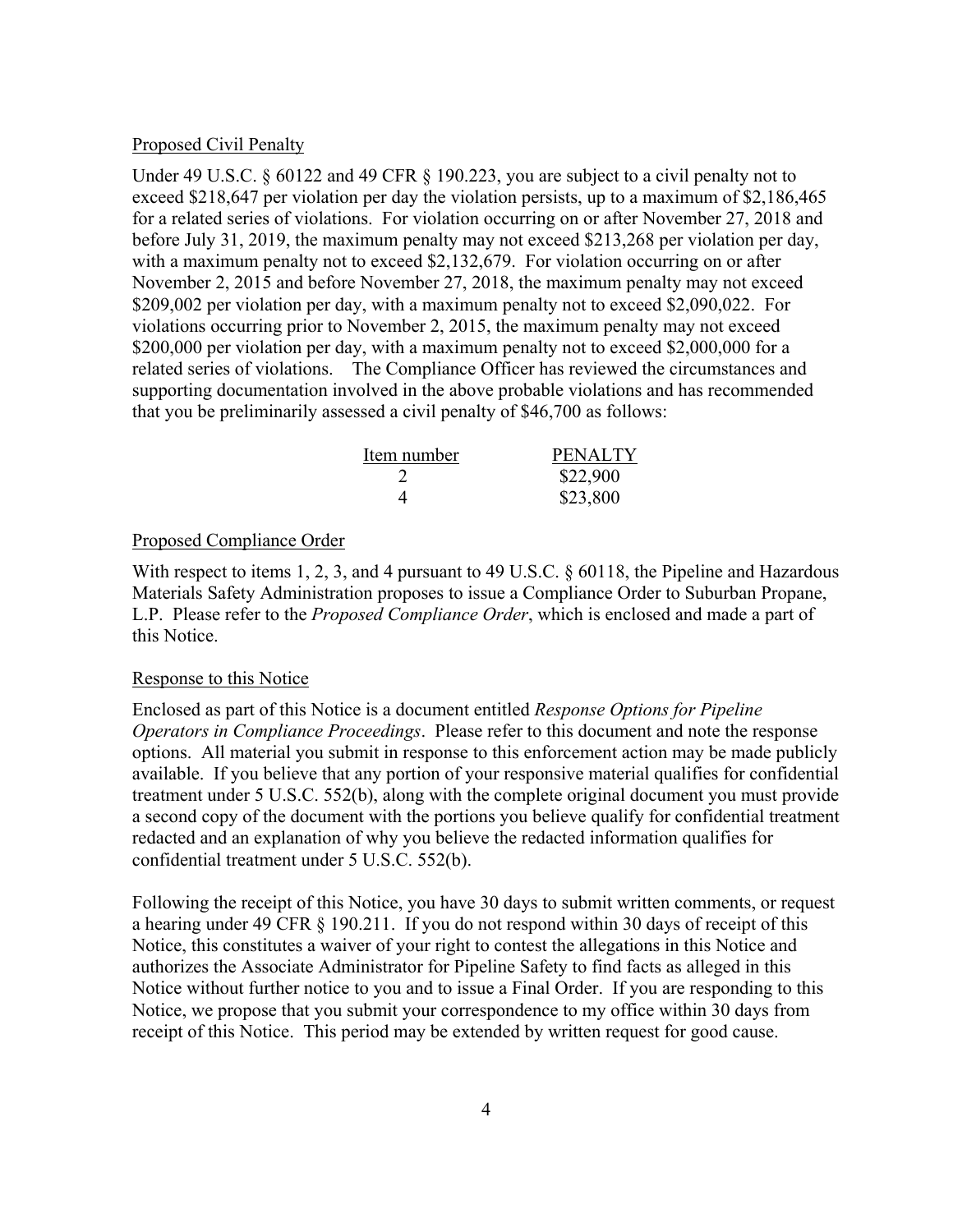## Proposed Civil Penalty

Under 49 U.S.C. § 60122 and 49 CFR § 190.223, you are subject to a civil penalty not to exceed $218,647 per violation per day the violation persists, up to a maximum of $2,186,465 for a related series of violations. For violation occurring on or after November 27, 2018 and before July 31, 2019, the maximum penalty may not exceed $213,268 per violation per day, with a maximum penalty not to exceed $2,132,679. For violation occurring on or after November 2, 2015 and before November 27, 2018, the maximum penalty may not exceed $209,002 per violation per day, with a maximum penalty not to exceed $2,090,022. For violations occurring prior to November 2, 2015, the maximum penalty may not exceed $200,000 per violation per day, with a maximum penalty not to exceed $2,000,000 for a related series of violations. The Compliance Officer has reviewed the circumstances and supporting documentation involved in the above probable violations and has recommended that you be preliminarily assessed a civil penalty of $46,700 as follows:

| Item number | PENALTY |
| --- | --- |
| 2 | $22,900 |
| 4 | $23,800 |

## Proposed Compliance Order

With respect to items 1, 2, 3, and 4 pursuant to 49 U.S.C. § 60118, the Pipeline and Hazardous Materials Safety Administration proposes to issue a Compliance Order to Suburban Propane, L.P. Please refer to the *Proposed Compliance Order*, which is enclosed and made a part of this Notice.

## Response to this Notice

Enclosed as part of this Notice is a document entitled *Response Options for Pipeline Operators in Compliance Proceedings*. Please refer to this document and note the response options. All material you submit in response to this enforcement action may be made publicly available. If you believe that any portion of your responsive material qualifies for confidential treatment under 5 U.S.C. 552(b), along with the complete original document you must provide a second copy of the document with the portions you believe qualify for confidential treatment redacted and an explanation of why you believe the redacted information qualifies for confidential treatment under 5 U.S.C. 552(b).

Following the receipt of this Notice, you have 30 days to submit written comments, or request a hearing under 49 CFR § 190.211. If you do not respond within 30 days of receipt of this Notice, this constitutes a waiver of your right to contest the allegations in this Notice and authorizes the Associate Administrator for Pipeline Safety to find facts as alleged in this Notice without further notice to you and to issue a Final Order. If you are responding to this Notice, we propose that you submit your correspondence to my office within 30 days from receipt of this Notice. This period may be extended by written request for good cause.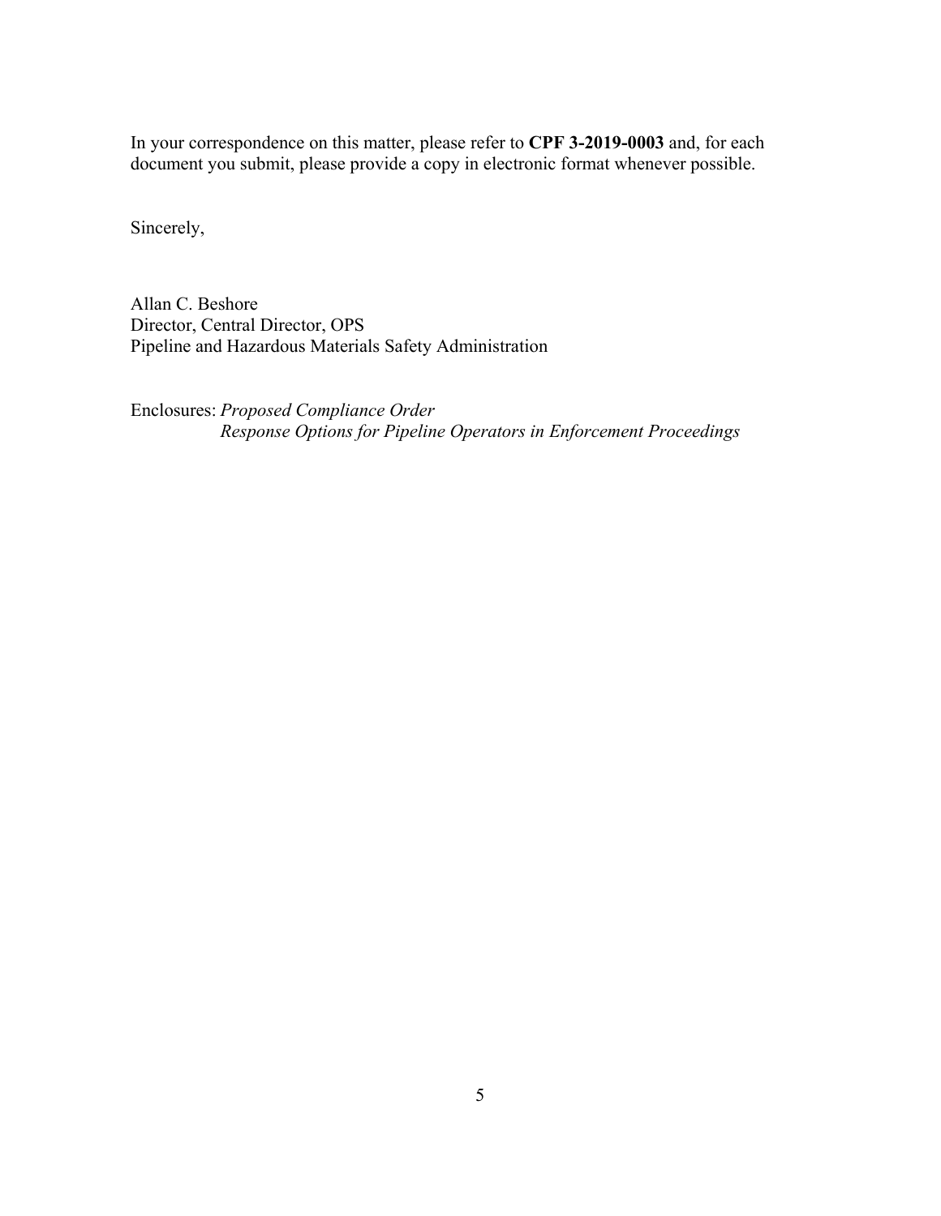In your correspondence on this matter, please refer to **CPF 3-2019-0003** and, for each document you submit, please provide a copy in electronic format whenever possible.

Sincerely,

Allan C. Beshore  
Director, Central Director, OPS  
Pipeline and Hazardous Materials Safety Administration

Enclosures: *Proposed Compliance Order*  
*Response Options for Pipeline Operators in Enforcement Proceedings*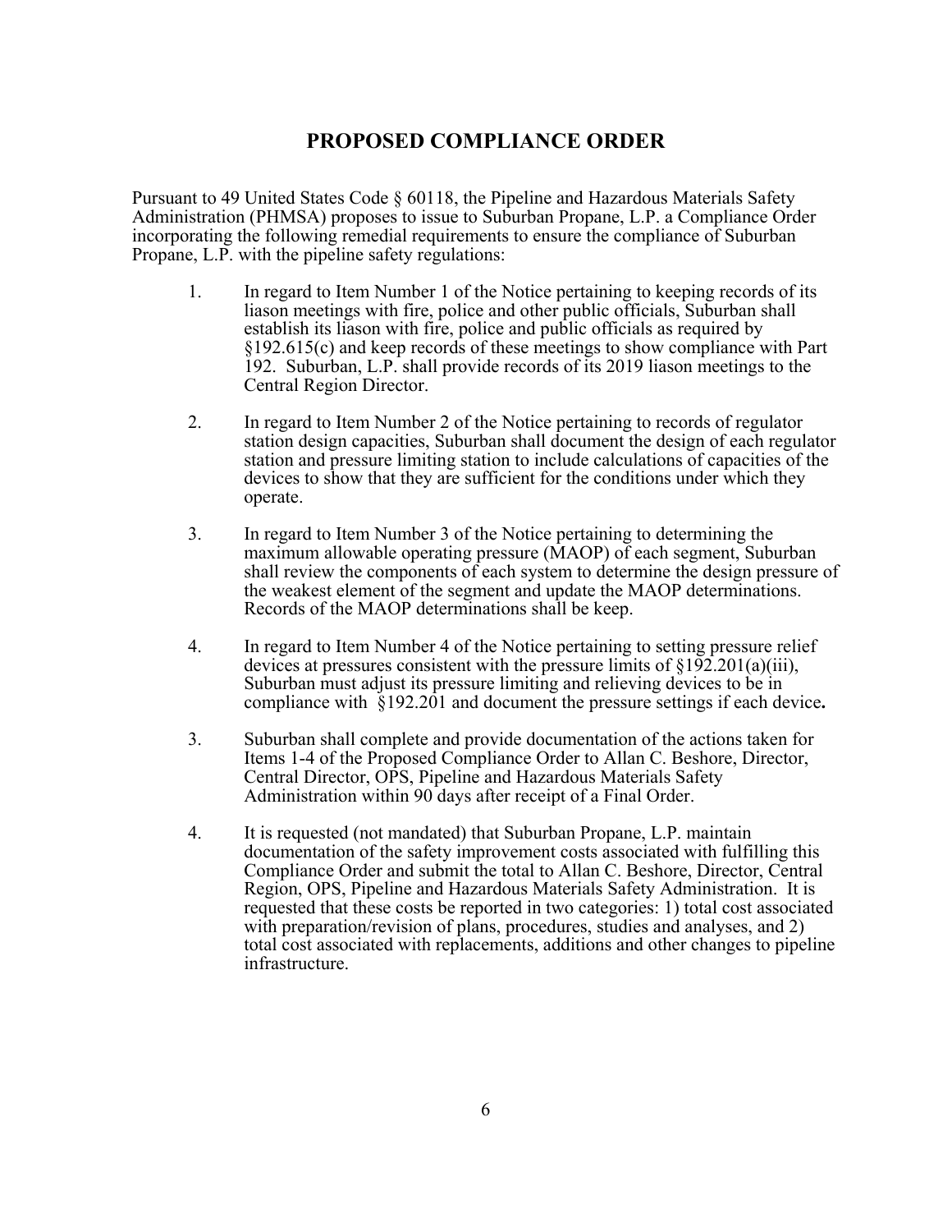# PROPOSED COMPLIANCE ORDER

Pursuant to 49 United States Code § 60118, the Pipeline and Hazardous Materials Safety Administration (PHMSA) proposes to issue to Suburban Propane, L.P. a Compliance Order incorporating the following remedial requirements to ensure the compliance of Suburban Propane, L.P. with the pipeline safety regulations:

1. In regard to Item Number 1 of the Notice pertaining to keeping records of its liason meetings with fire, police and other public officials, Suburban shall establish its liason with fire, police and public officials as required by §192.615(c) and keep records of these meetings to show compliance with Part 192. Suburban, L.P. shall provide records of its 2019 liason meetings to the Central Region Director.

2. In regard to Item Number 2 of the Notice pertaining to records of regulator station design capacities, Suburban shall document the design of each regulator station and pressure limiting station to include calculations of capacities of the devices to show that they are sufficient for the conditions under which they operate.

3. In regard to Item Number 3 of the Notice pertaining to determining the maximum allowable operating pressure (MAOP) of each segment, Suburban shall review the components of each system to determine the design pressure of the weakest element of the segment and update the MAOP determinations. Records of the MAOP determinations shall be keep.

4. In regard to Item Number 4 of the Notice pertaining to setting pressure relief devices at pressures consistent with the pressure limits of §192.201(a)(iii), Suburban must adjust its pressure limiting and relieving devices to be in compliance with §192.201 and document the pressure settings if each device**.**

3. Suburban shall complete and provide documentation of the actions taken for Items 1-4 of the Proposed Compliance Order to Allan C. Beshore, Director, Central Director, OPS, Pipeline and Hazardous Materials Safety Administration within 90 days after receipt of a Final Order.

4. It is requested (not mandated) that Suburban Propane, L.P. maintain documentation of the safety improvement costs associated with fulfilling this Compliance Order and submit the total to Allan C. Beshore, Director, Central Region, OPS, Pipeline and Hazardous Materials Safety Administration. It is requested that these costs be reported in two categories: 1) total cost associated with preparation/revision of plans, procedures, studies and analyses, and 2) total cost associated with replacements, additions and other changes to pipeline infrastructure.